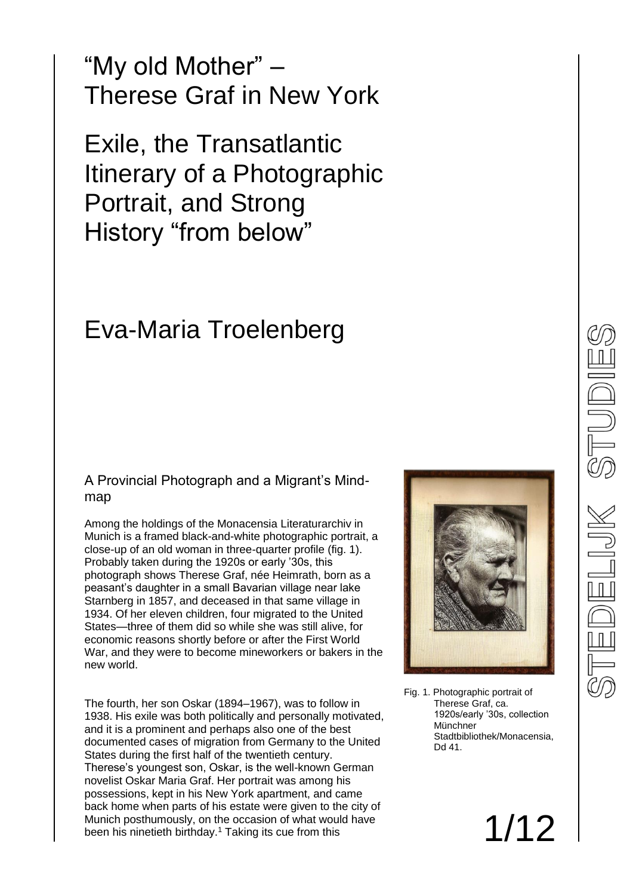# "My old Mother" – Therese Graf in New York

# Exile, the Transatlantic Itinerary of a Photographic Portrait, and Strong History "from below"

## Eva-Maria Troelenberg

### A Provincial Photograph and a Migrant's Mind-map

Among the holdings of the Monacensia Literaturarchiv in Munich is a framed black-and-white photographic portrait, a close-up of an old woman in three-quarter profile (fig. 1). Probably taken during the 1920s or early '30s, this photograph shows Therese Graf, née Heimrath, born as a peasant's daughter in a small Bavarian village near lake Starnberg in 1857, and deceased in that same village in 1934. Of her eleven children, four migrated to the United States—three of them did so while she was still alive, for economic reasons shortly before or after the First World War, and they were to become mineworkers or bakers in the new world.

Fig. 1. Photographic portrait of Therese Graf, ca. 1920s/early '30s, collection Münchner Stadtbibliothek/Monacensia, Dd 41.

The fourth, her son Oskar (1894–1967), was to follow in 1938. His exile was both politically and personally motivated, and it is a prominent and perhaps also one of the best documented cases of migration from Germany to the United States during the first half of the twentieth century. Therese's youngest son, Oskar, is the well-known German novelist Oskar Maria Graf. Her portrait was among his possessions, kept in his New York apartment, and came back home when parts of his estate were given to the city of Munich posthumously, on the occasion of what would have been his ninetieth birthday.[1] Taking its cue from this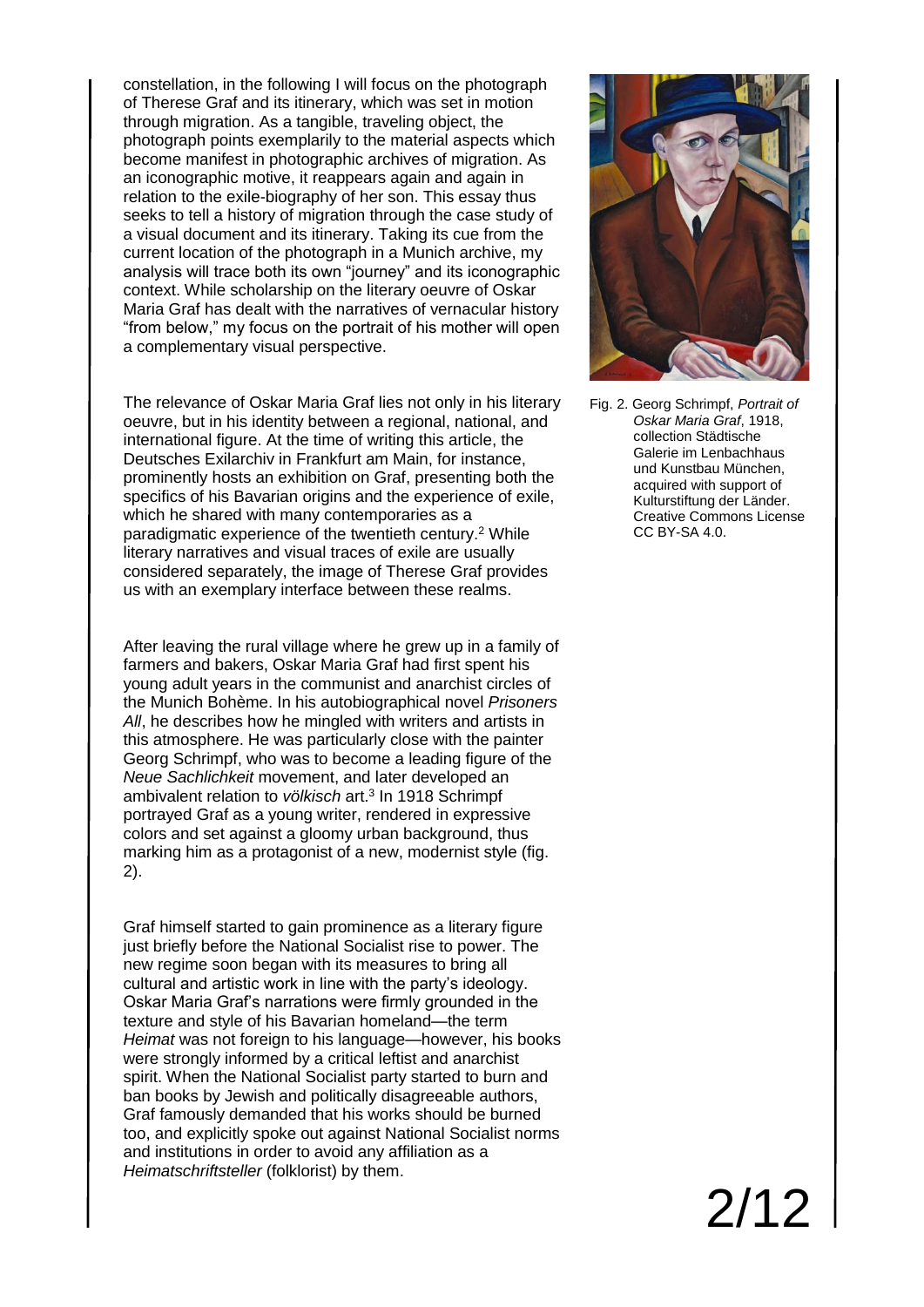constellation, in the following I will focus on the photograph of Therese Graf and its itinerary, which was set in motion through migration. As a tangible, traveling object, the photograph points exemplarily to the material aspects which become manifest in photographic archives of migration. As an iconographic motive, it reappears again and again in relation to the exile-biography of her son. This essay thus seeks to tell a history of migration through the case study of a visual document and its itinerary. Taking its cue from the current location of the photograph in a Munich archive, my analysis will trace both its own "journey" and its iconographic context. While scholarship on the literary oeuvre of Oskar Maria Graf has dealt with the narratives of vernacular history "from below," my focus on the portrait of his mother will open a complementary visual perspective.

Fig. 2. Georg Schrimpf, *Portrait of Oskar Maria Graf*, 1918, collection Städtische Galerie im Lenbachhaus und Kunstbau München, acquired with support of Kulturstiftung der Länder. Creative Commons License CC BY-SA 4.0.

The relevance of Oskar Maria Graf lies not only in his literary oeuvre, but in his identity between a regional, national, and international figure. At the time of writing this article, the Deutsches Exilarchiv in Frankfurt am Main, for instance, prominently hosts an exhibition on Graf, presenting both the specifics of his Bavarian origins and the experience of exile, which he shared with many contemporaries as a paradigmatic experience of the twentieth century.[2] While literary narratives and visual traces of exile are usually considered separately, the image of Therese Graf provides us with an exemplary interface between these realms.

After leaving the rural village where he grew up in a family of farmers and bakers, Oskar Maria Graf had first spent his young adult years in the communist and anarchist circles of the Munich Bohème. In his autobiographical novel *Prisoners All*, he describes how he mingled with writers and artists in this atmosphere. He was particularly close with the painter Georg Schrimpf, who was to become a leading figure of the *Neue Sachlichkeit* movement, and later developed an ambivalent relation to *völkisch* art.[3] In 1918 Schrimpf portrayed Graf as a young writer, rendered in expressive colors and set against a gloomy urban background, thus marking him as a protagonist of a new, modernist style (fig. 2).

Graf himself started to gain prominence as a literary figure just briefly before the National Socialist rise to power. The new regime soon began with its measures to bring all cultural and artistic work in line with the party's ideology. Oskar Maria Graf's narrations were firmly grounded in the texture and style of his Bavarian homeland—the term *Heimat* was not foreign to his language—however, his books were strongly informed by a critical leftist and anarchist spirit. When the National Socialist party started to burn and ban books by Jewish and politically disagreeable authors, Graf famously demanded that his works should be burned too, and explicitly spoke out against National Socialist norms and institutions in order to avoid any affiliation as a *Heimatschriftsteller* (folklorist) by them.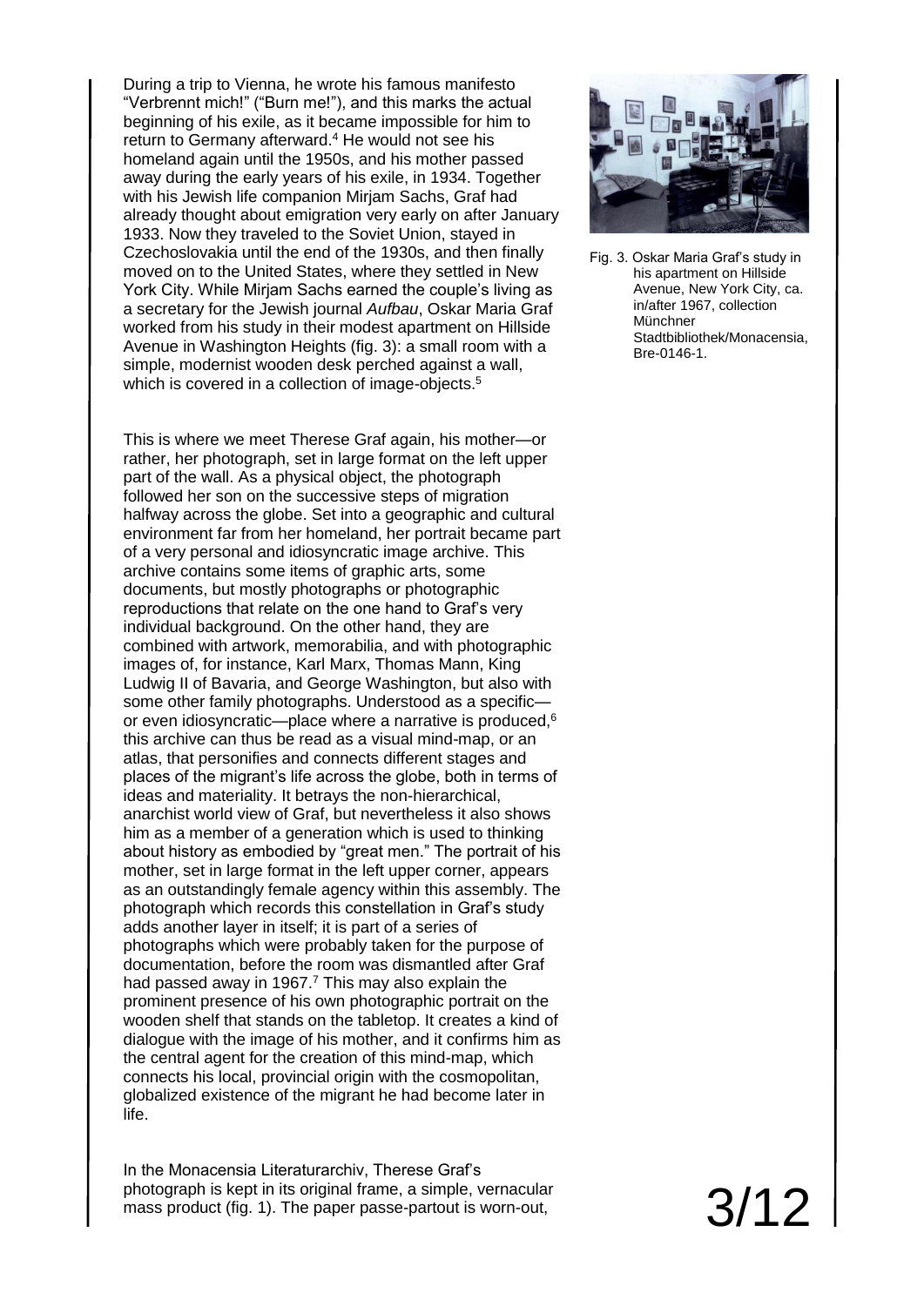During a trip to Vienna, he wrote his famous manifesto "Verbrennt mich!" ("Burn me!"), and this marks the actual beginning of his exile, as it became impossible for him to return to Germany afterward.[4] He would not see his homeland again until the 1950s, and his mother passed away during the early years of his exile, in 1934. Together with his Jewish life companion Mirjam Sachs, Graf had already thought about emigration very early on after January 1933. Now they traveled to the Soviet Union, stayed in Czechoslovakia until the end of the 1930s, and then finally moved on to the United States, where they settled in New York City. While Mirjam Sachs earned the couple's living as a secretary for the Jewish journal *Aufbau*, Oskar Maria Graf worked from his study in their modest apartment on Hillside Avenue in Washington Heights (fig. 3): a small room with a simple, modernist wooden desk perched against a wall, which is covered in a collection of image-objects.[5]

Fig. 3. Oskar Maria Graf's study in his apartment on Hillside Avenue, New York City, ca. in/after 1967, collection Münchner Stadtbibliothek/Monacensia, Bre-0146-1.

This is where we meet Therese Graf again, his mother—or rather, her photograph, set in large format on the left upper part of the wall. As a physical object, the photograph followed her son on the successive steps of migration halfway across the globe. Set into a geographic and cultural environment far from her homeland, her portrait became part of a very personal and idiosyncratic image archive. This archive contains some items of graphic arts, some documents, but mostly photographs or photographic reproductions that relate on the one hand to Graf's very individual background. On the other hand, they are combined with artwork, memorabilia, and with photographic images of, for instance, Karl Marx, Thomas Mann, King Ludwig II of Bavaria, and George Washington, but also with some other family photographs. Understood as a specific—or even idiosyncratic—place where a narrative is produced,[6] this archive can thus be read as a visual mind-map, or an atlas, that personifies and connects different stages and places of the migrant's life across the globe, both in terms of ideas and materiality. It betrays the non-hierarchical, anarchist world view of Graf, but nevertheless it also shows him as a member of a generation which is used to thinking about history as embodied by "great men." The portrait of his mother, set in large format in the left upper corner, appears as an outstandingly female agency within this assembly. The photograph which records this constellation in Graf's study adds another layer in itself; it is part of a series of photographs which were probably taken for the purpose of documentation, before the room was dismantled after Graf had passed away in 1967.[7] This may also explain the prominent presence of his own photographic portrait on the wooden shelf that stands on the tabletop. It creates a kind of dialogue with the image of his mother, and it confirms him as the central agent for the creation of this mind-map, which connects his local, provincial origin with the cosmopolitan, globalized existence of the migrant he had become later in life.

In the Monacensia Literaturarchiv, Therese Graf's photograph is kept in its original frame, a simple, vernacular mass product (fig. 1). The paper passe-partout is worn-out,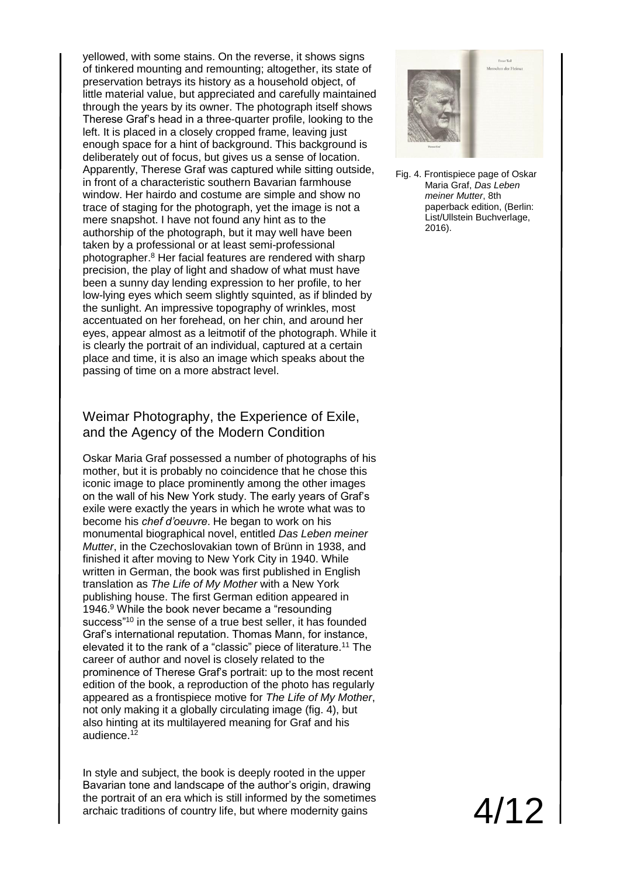yellowed, with some stains. On the reverse, it shows signs of tinkered mounting and remounting; altogether, its state of preservation betrays its history as a household object, of little material value, but appreciated and carefully maintained through the years by its owner. The photograph itself shows Therese Graf's head in a three-quarter profile, looking to the left. It is placed in a closely cropped frame, leaving just enough space for a hint of background. This background is deliberately out of focus, but gives us a sense of location. Apparently, Therese Graf was captured while sitting outside, in front of a characteristic southern Bavarian farmhouse window. Her hairdo and costume are simple and show no trace of staging for the photograph, yet the image is not a mere snapshot. I have not found any hint as to the authorship of the photograph, but it may well have been taken by a professional or at least semi-professional photographer.[8] Her facial features are rendered with sharp precision, the play of light and shadow of what must have been a sunny day lending expression to her profile, to her low-lying eyes which seem slightly squinted, as if blinded by the sunlight. An impressive topography of wrinkles, most accentuated on her forehead, on her chin, and around her eyes, appear almost as a leitmotif of the photograph. While it is clearly the portrait of an individual, captured at a certain place and time, it is also an image which speaks about the passing of time on a more abstract level.

Fig. 4. Frontispiece page of Oskar Maria Graf, *Das Leben meiner Mutter*, 8th paperback edition, (Berlin: List/Ullstein Buchverlage, 2016).

## Weimar Photography, the Experience of Exile, and the Agency of the Modern Condition

Oskar Maria Graf possessed a number of photographs of his mother, but it is probably no coincidence that he chose this iconic image to place prominently among the other images on the wall of his New York study. The early years of Graf's exile were exactly the years in which he wrote what was to become his *chef d'oeuvre*. He began to work on his monumental biographical novel, entitled *Das Leben meiner Mutter*, in the Czechoslovakian town of Brünn in 1938, and finished it after moving to New York City in 1940. While written in German, the book was first published in English translation as *The Life of My Mother* with a New York publishing house. The first German edition appeared in 1946.[9] While the book never became a "resounding success"[10] in the sense of a true best seller, it has founded Graf's international reputation. Thomas Mann, for instance, elevated it to the rank of a "classic" piece of literature.[11] The career of author and novel is closely related to the prominence of Therese Graf's portrait: up to the most recent edition of the book, a reproduction of the photo has regularly appeared as a frontispiece motive for *The Life of My Mother*, not only making it a globally circulating image (fig. 4), but also hinting at its multilayered meaning for Graf and his audience.[12]

In style and subject, the book is deeply rooted in the upper Bavarian tone and landscape of the author's origin, drawing the portrait of an era which is still informed by the sometimes archaic traditions of country life, but where modernity gains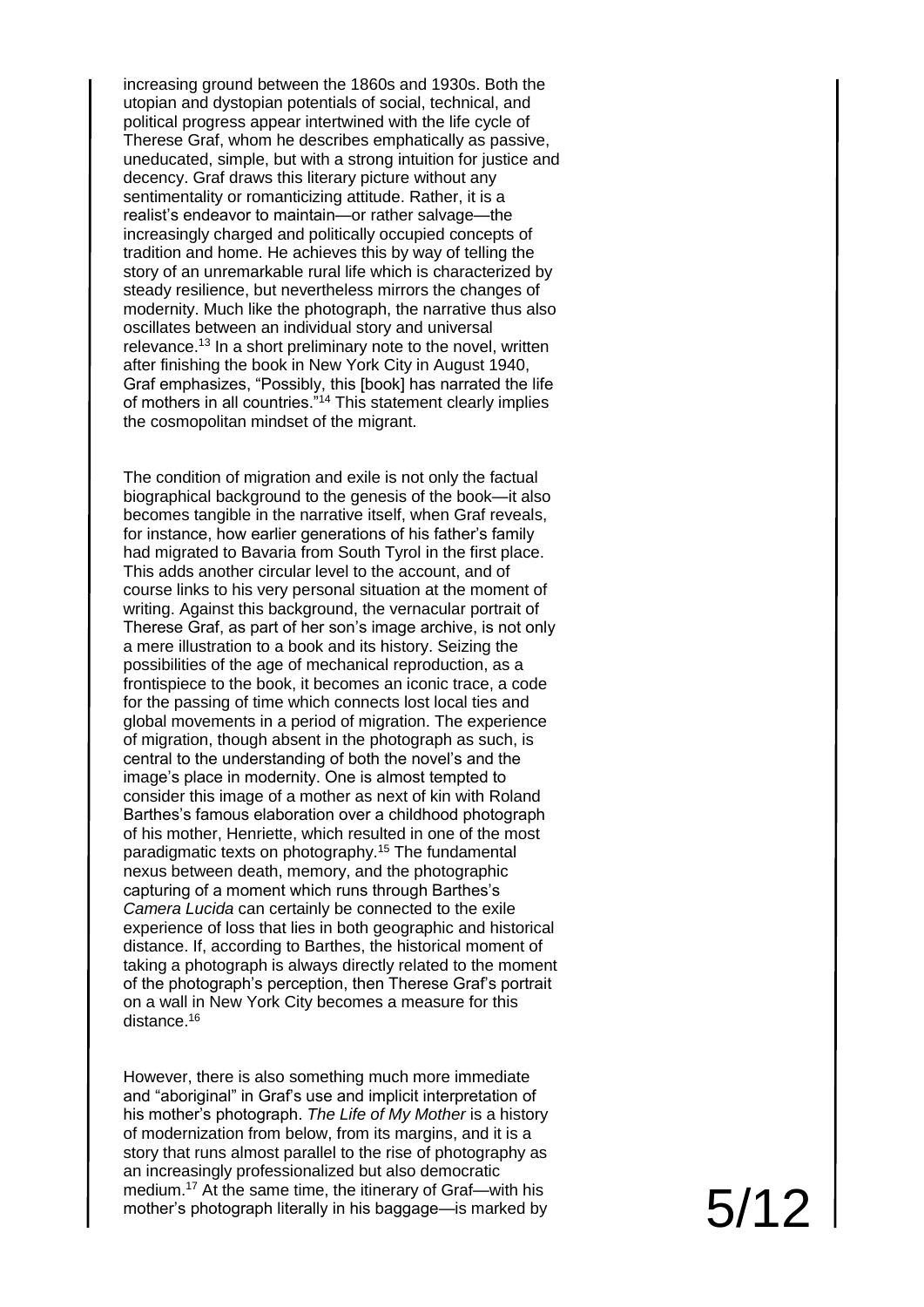increasing ground between the 1860s and 1930s. Both the utopian and dystopian potentials of social, technical, and political progress appear intertwined with the life cycle of Therese Graf, whom he describes emphatically as passive, uneducated, simple, but with a strong intuition for justice and decency. Graf draws this literary picture without any sentimentality or romanticizing attitude. Rather, it is a realist's endeavor to maintain—or rather salvage—the increasingly charged and politically occupied concepts of tradition and home. He achieves this by way of telling the story of an unremarkable rural life which is characterized by steady resilience, but nevertheless mirrors the changes of modernity. Much like the photograph, the narrative thus also oscillates between an individual story and universal relevance.[13] In a short preliminary note to the novel, written after finishing the book in New York City in August 1940, Graf emphasizes, "Possibly, this [book] has narrated the life of mothers in all countries."[14] This statement clearly implies the cosmopolitan mindset of the migrant.

The condition of migration and exile is not only the factual biographical background to the genesis of the book—it also becomes tangible in the narrative itself, when Graf reveals, for instance, how earlier generations of his father's family had migrated to Bavaria from South Tyrol in the first place. This adds another circular level to the account, and of course links to his very personal situation at the moment of writing. Against this background, the vernacular portrait of Therese Graf, as part of her son's image archive, is not only a mere illustration to a book and its history. Seizing the possibilities of the age of mechanical reproduction, as a frontispiece to the book, it becomes an iconic trace, a code for the passing of time which connects lost local ties and global movements in a period of migration. The experience of migration, though absent in the photograph as such, is central to the understanding of both the novel's and the image's place in modernity. One is almost tempted to consider this image of a mother as next of kin with Roland Barthes's famous elaboration over a childhood photograph of his mother, Henriette, which resulted in one of the most paradigmatic texts on photography.[15] The fundamental nexus between death, memory, and the photographic capturing of a moment which runs through Barthes's *Camera Lucida* can certainly be connected to the exile experience of loss that lies in both geographic and historical distance. If, according to Barthes, the historical moment of taking a photograph is always directly related to the moment of the photograph's perception, then Therese Graf's portrait on a wall in New York City becomes a measure for this distance.[16]

However, there is also something much more immediate and "aboriginal" in Graf's use and implicit interpretation of his mother's photograph. *The Life of My Mother* is a history of modernization from below, from its margins, and it is a story that runs almost parallel to the rise of photography as an increasingly professionalized but also democratic medium.[17] At the same time, the itinerary of Graf—with his mother's photograph literally in his baggage—is marked by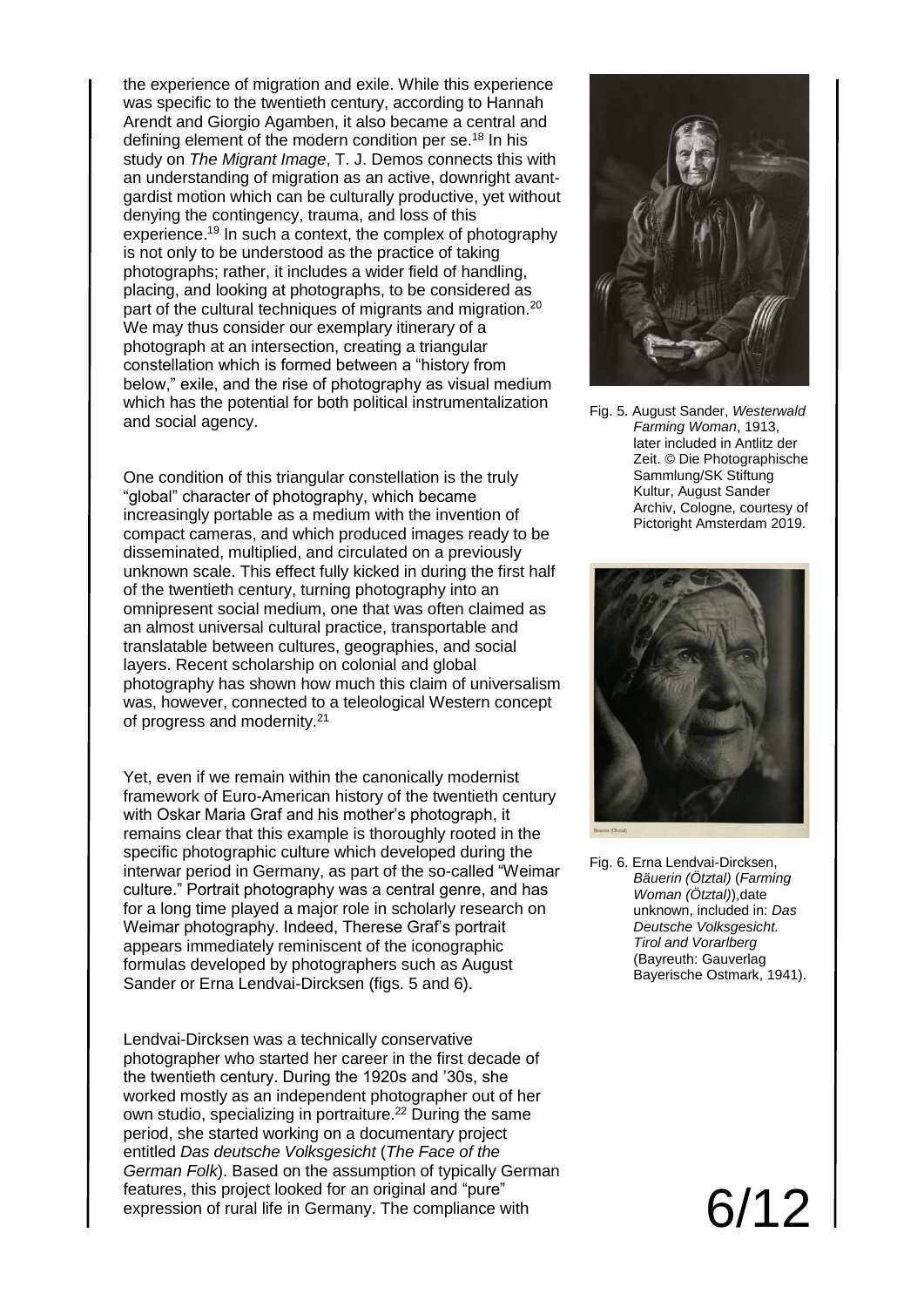the experience of migration and exile. While this experience was specific to the twentieth century, according to Hannah Arendt and Giorgio Agamben, it also became a central and defining element of the modern condition per se.[18] In his study on *The Migrant Image*, T. J. Demos connects this with an understanding of migration as an active, downright avant-gardist motion which can be culturally productive, yet without denying the contingency, trauma, and loss of this experience.[19] In such a context, the complex of photography is not only to be understood as the practice of taking photographs; rather, it includes a wider field of handling, placing, and looking at photographs, to be considered as part of the cultural techniques of migrants and migration.[20] We may thus consider our exemplary itinerary of a photograph at an intersection, creating a triangular constellation which is formed between a "history from below," exile, and the rise of photography as visual medium which has the potential for both political instrumentalization and social agency.

One condition of this triangular constellation is the truly "global" character of photography, which became increasingly portable as a medium with the invention of compact cameras, and which produced images ready to be disseminated, multiplied, and circulated on a previously unknown scale. This effect fully kicked in during the first half of the twentieth century, turning photography into an omnipresent social medium, one that was often claimed as an almost universal cultural practice, transportable and translatable between cultures, geographies, and social layers. Recent scholarship on colonial and global photography has shown how much this claim of universalism was, however, connected to a teleological Western concept of progress and modernity.[21]

Yet, even if we remain within the canonically modernist framework of Euro-American history of the twentieth century with Oskar Maria Graf and his mother's photograph, it remains clear that this example is thoroughly rooted in the specific photographic culture which developed during the interwar period in Germany, as part of the so-called "Weimar culture." Portrait photography was a central genre, and has for a long time played a major role in scholarly research on Weimar photography. Indeed, Therese Graf's portrait appears immediately reminiscent of the iconographic formulas developed by photographers such as August Sander or Erna Lendvai-Dircksen (figs. 5 and 6).

Fig. 5. August Sander, *Westerwald Farming Woman*, 1913, later included in Antlitz der Zeit. © Die Photographische Sammlung/SK Stiftung Kultur, August Sander Archiv, Cologne, courtesy of Pictoright Amsterdam 2019.

Fig. 6. Erna Lendvai-Dircksen, *Bäuerin (Ötztal)* (*Farming Woman (Ötztal)*),date unknown, included in: *Das Deutsche Volksgesicht. Tirol and Vorarlberg* (Bayreuth: Gauverlag Bayerische Ostmark, 1941).

Lendvai-Dircksen was a technically conservative photographer who started her career in the first decade of the twentieth century. During the 1920s and '30s, she worked mostly as an independent photographer out of her own studio, specializing in portraiture.[22] During the same period, she started working on a documentary project entitled *Das deutsche Volksgesicht* (*The Face of the German Folk*). Based on the assumption of typically German features, this project looked for an original and "pure" expression of rural life in Germany. The compliance with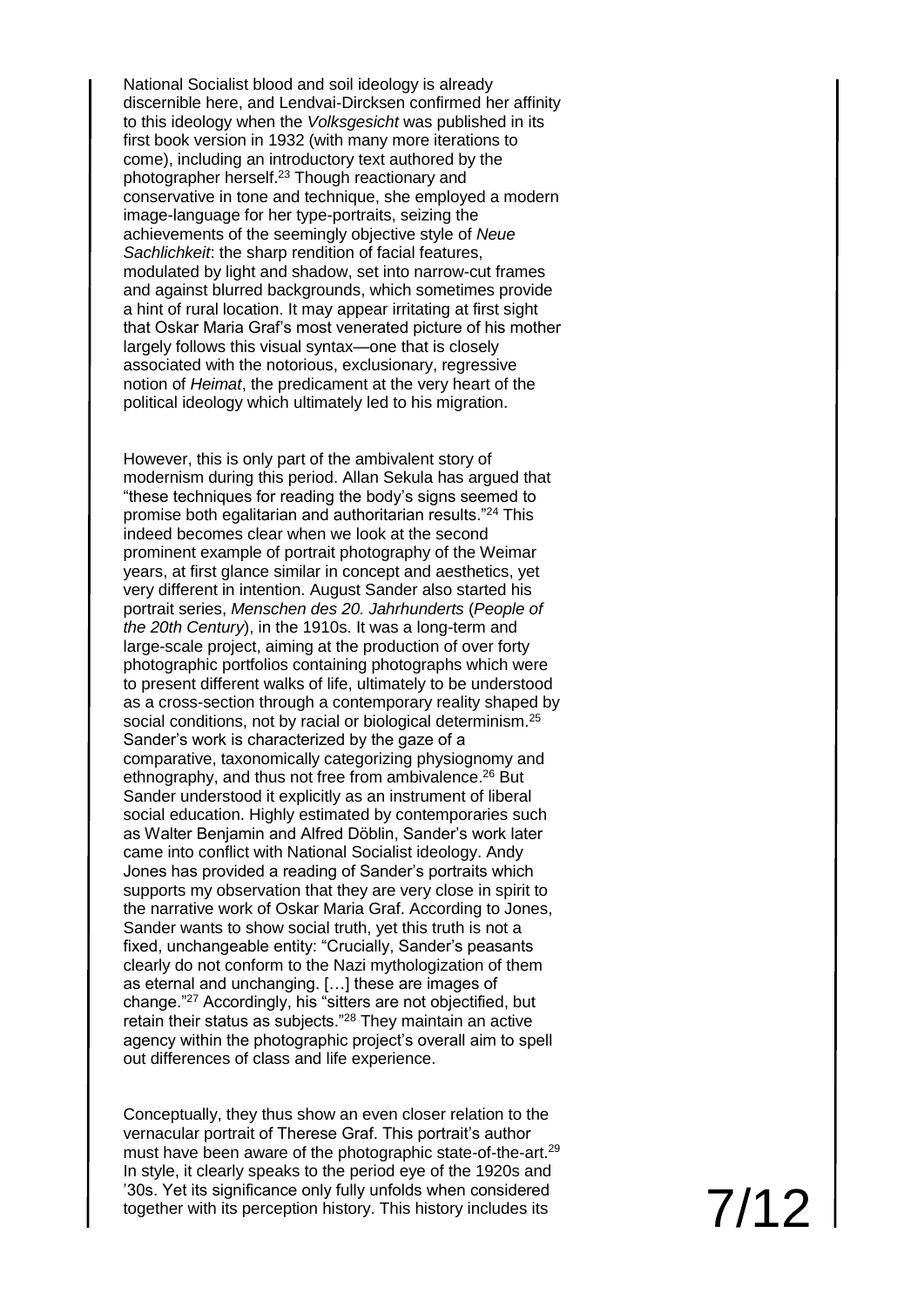National Socialist blood and soil ideology is already discernible here, and Lendvai-Dircksen confirmed her affinity to this ideology when the *Volksgesicht* was published in its first book version in 1932 (with many more iterations to come), including an introductory text authored by the photographer herself.[23] Though reactionary and conservative in tone and technique, she employed a modern image-language for her type-portraits, seizing the achievements of the seemingly objective style of *Neue Sachlichkeit*: the sharp rendition of facial features, modulated by light and shadow, set into narrow-cut frames and against blurred backgrounds, which sometimes provide a hint of rural location. It may appear irritating at first sight that Oskar Maria Graf's most venerated picture of his mother largely follows this visual syntax—one that is closely associated with the notorious, exclusionary, regressive notion of *Heimat*, the predicament at the very heart of the political ideology which ultimately led to his migration.

However, this is only part of the ambivalent story of modernism during this period. Allan Sekula has argued that "these techniques for reading the body's signs seemed to promise both egalitarian and authoritarian results."[24] This indeed becomes clear when we look at the second prominent example of portrait photography of the Weimar years, at first glance similar in concept and aesthetics, yet very different in intention. August Sander also started his portrait series, *Menschen des 20. Jahrhunderts* (*People of the 20th Century*), in the 1910s. It was a long-term and large-scale project, aiming at the production of over forty photographic portfolios containing photographs which were to present different walks of life, ultimately to be understood as a cross-section through a contemporary reality shaped by social conditions, not by racial or biological determinism.[25] Sander's work is characterized by the gaze of a comparative, taxonomically categorizing physiognomy and ethnography, and thus not free from ambivalence.[26] But Sander understood it explicitly as an instrument of liberal social education. Highly estimated by contemporaries such as Walter Benjamin and Alfred Döblin, Sander's work later came into conflict with National Socialist ideology. Andy Jones has provided a reading of Sander's portraits which supports my observation that they are very close in spirit to the narrative work of Oskar Maria Graf. According to Jones, Sander wants to show social truth, yet this truth is not a fixed, unchangeable entity: "Crucially, Sander's peasants clearly do not conform to the Nazi mythologization of them as eternal and unchanging. […] these are images of change."[27] Accordingly, his "sitters are not objectified, but retain their status as subjects."[28] They maintain an active agency within the photographic project's overall aim to spell out differences of class and life experience.

Conceptually, they thus show an even closer relation to the vernacular portrait of Therese Graf. This portrait's author must have been aware of the photographic state-of-the-art.[29] In style, it clearly speaks to the period eye of the 1920s and '30s. Yet its significance only fully unfolds when considered together with its perception history. This history includes its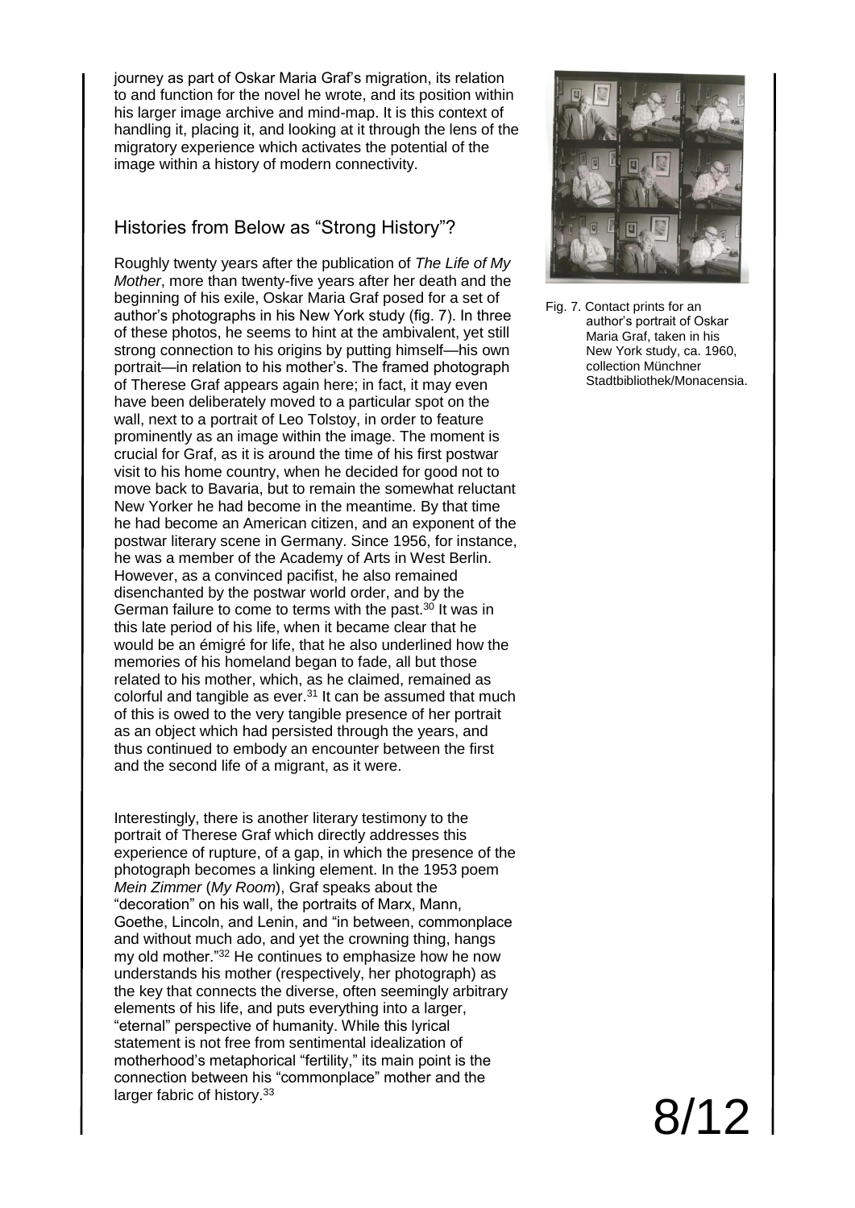journey as part of Oskar Maria Graf's migration, its relation to and function for the novel he wrote, and its position within his larger image archive and mind-map. It is this context of handling it, placing it, and looking at it through the lens of the migratory experience which activates the potential of the image within a history of modern connectivity.

## Histories from Below as "Strong History"?

Roughly twenty years after the publication of *The Life of My Mother*, more than twenty-five years after her death and the beginning of his exile, Oskar Maria Graf posed for a set of author's photographs in his New York study (fig. 7). In three of these photos, he seems to hint at the ambivalent, yet still strong connection to his origins by putting himself—his own portrait—in relation to his mother's. The framed photograph of Therese Graf appears again here; in fact, it may even have been deliberately moved to a particular spot on the wall, next to a portrait of Leo Tolstoy, in order to feature prominently as an image within the image. The moment is crucial for Graf, as it is around the time of his first postwar visit to his home country, when he decided for good not to move back to Bavaria, but to remain the somewhat reluctant New Yorker he had become in the meantime. By that time he had become an American citizen, and an exponent of the postwar literary scene in Germany. Since 1956, for instance, he was a member of the Academy of Arts in West Berlin. However, as a convinced pacifist, he also remained disenchanted by the postwar world order, and by the German failure to come to terms with the past.[30] It was in this late period of his life, when it became clear that he would be an émigré for life, that he also underlined how the memories of his homeland began to fade, all but those related to his mother, which, as he claimed, remained as colorful and tangible as ever.[31] It can be assumed that much of this is owed to the very tangible presence of her portrait as an object which had persisted through the years, and thus continued to embody an encounter between the first and the second life of a migrant, as it were.

Fig. 7. Contact prints for an author's portrait of Oskar Maria Graf, taken in his New York study, ca. 1960, collection Münchner Stadtbibliothek/Monacensia.

Interestingly, there is another literary testimony to the portrait of Therese Graf which directly addresses this experience of rupture, of a gap, in which the presence of the photograph becomes a linking element. In the 1953 poem *Mein Zimmer* (*My Room*), Graf speaks about the "decoration" on his wall, the portraits of Marx, Mann, Goethe, Lincoln, and Lenin, and "in between, commonplace and without much ado, and yet the crowning thing, hangs my old mother."[32] He continues to emphasize how he now understands his mother (respectively, her photograph) as the key that connects the diverse, often seemingly arbitrary elements of his life, and puts everything into a larger, "eternal" perspective of humanity. While this lyrical statement is not free from sentimental idealization of motherhood's metaphorical "fertility," its main point is the connection between his "commonplace" mother and the larger fabric of history.[33]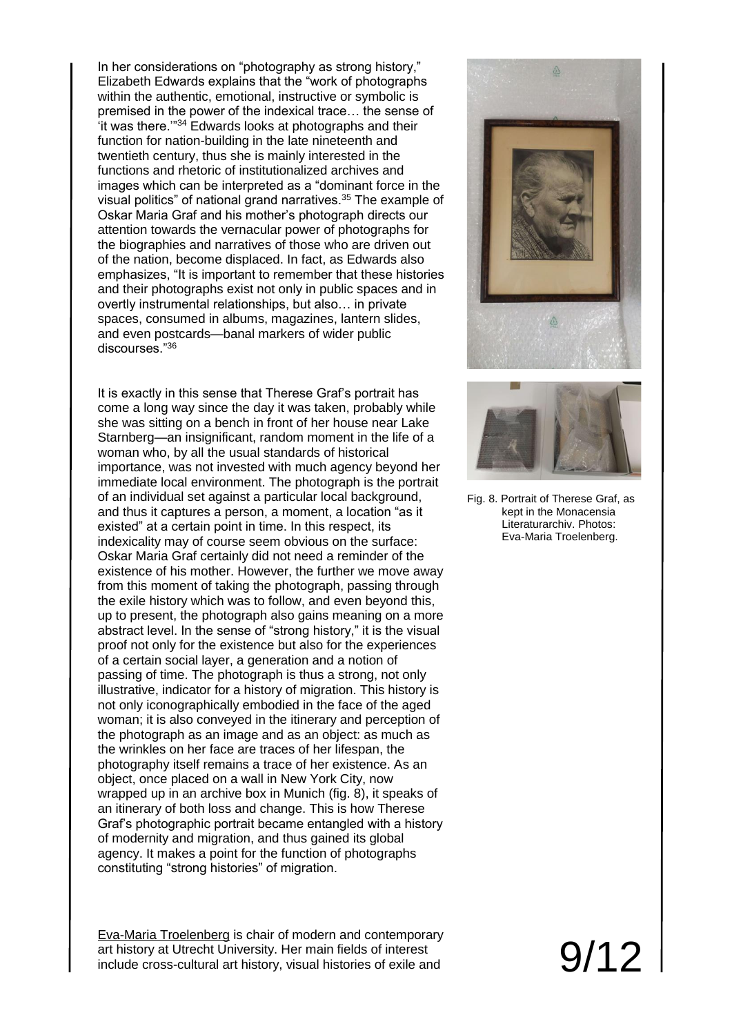In her considerations on "photography as strong history," Elizabeth Edwards explains that the "work of photographs within the authentic, emotional, instructive or symbolic is premised in the power of the indexical trace… the sense of 'it was there.'"[34] Edwards looks at photographs and their function for nation-building in the late nineteenth and twentieth century, thus she is mainly interested in the functions and rhetoric of institutionalized archives and images which can be interpreted as a "dominant force in the visual politics" of national grand narratives.[35] The example of Oskar Maria Graf and his mother's photograph directs our attention towards the vernacular power of photographs for the biographies and narratives of those who are driven out of the nation, become displaced. In fact, as Edwards also emphasizes, "It is important to remember that these histories and their photographs exist not only in public spaces and in overtly instrumental relationships, but also… in private spaces, consumed in albums, magazines, lantern slides, and even postcards—banal markers of wider public discourses."[36]

It is exactly in this sense that Therese Graf's portrait has come a long way since the day it was taken, probably while she was sitting on a bench in front of her house near Lake Starnberg—an insignificant, random moment in the life of a woman who, by all the usual standards of historical importance, was not invested with much agency beyond her immediate local environment. The photograph is the portrait of an individual set against a particular local background, and thus it captures a person, a moment, a location "as it existed" at a certain point in time. In this respect, its indexicality may of course seem obvious on the surface: Oskar Maria Graf certainly did not need a reminder of the existence of his mother. However, the further we move away from this moment of taking the photograph, passing through the exile history which was to follow, and even beyond this, up to present, the photograph also gains meaning on a more abstract level. In the sense of "strong history," it is the visual proof not only for the existence but also for the experiences of a certain social layer, a generation and a notion of passing of time. The photograph is thus a strong, not only illustrative, indicator for a history of migration. This history is not only iconographically embodied in the face of the aged woman; it is also conveyed in the itinerary and perception of the photograph as an image and as an object: as much as the wrinkles on her face are traces of her lifespan, the photography itself remains a trace of her existence. As an object, once placed on a wall in New York City, now wrapped up in an archive box in Munich (fig. 8), it speaks of an itinerary of both loss and change. This is how Therese Graf's photographic portrait became entangled with a history of modernity and migration, and thus gained its global agency. It makes a point for the function of photographs constituting "strong histories" of migration.

Fig. 8. Portrait of Therese Graf, as kept in the Monacensia Literaturarchiv. Photos: Eva-Maria Troelenberg.

Eva-Maria Troelenberg is chair of modern and contemporary art history at Utrecht University. Her main fields of interest include cross-cultural art history, visual histories of exile and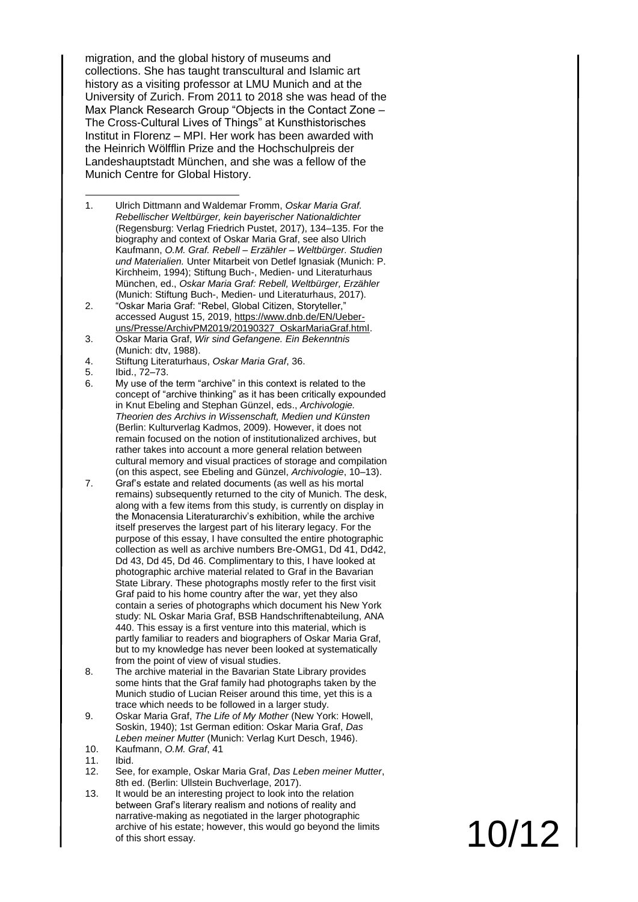migration, and the global history of museums and collections. She has taught transcultural and Islamic art history as a visiting professor at LMU Munich and at the University of Zurich. From 2011 to 2018 she was head of the Max Planck Research Group “Objects in the Contact Zone – The Cross-Cultural Lives of Things” at Kunsthistorisches Institut in Florenz – MPI. Her work has been awarded with the Heinrich Wölfflin Prize and the Hochschulpreis der Landeshauptstadt München, and she was a fellow of the Munich Centre for Global History.

---

1. Ulrich Dittmann and Waldemar Fromm, *Oskar Maria Graf. Rebellischer Weltbürger, kein bayerischer Nationaldichter* (Regensburg: Verlag Friedrich Pustet, 2017), 134–135. For the biography and context of Oskar Maria Graf, see also Ulrich Kaufmann, *O.M. Graf. Rebell – Erzähler – Weltbürger. Studien und Materialien.* Unter Mitarbeit von Detlef Ignasiak (Munich: P. Kirchheim, 1994); Stiftung Buch-, Medien- und Literaturhaus München, ed., *Oskar Maria Graf: Rebell, Weltbürger, Erzähler* (Munich: Stiftung Buch-, Medien- und Literaturhaus, 2017).
2. “Oskar Maria Graf: “Rebel, Global Citizen, Storyteller,” accessed August 15, 2019, https://www.dnb.de/EN/Ueber-uns/Presse/ArchivPM2019/20190327_OskarMariaGraf.html.
3. Oskar Maria Graf, *Wir sind Gefangene. Ein Bekenntnis* (Munich: dtv, 1988).
4. Stiftung Literaturhaus, *Oskar Maria Graf*, 36.
5. Ibid., 72–73.
6. My use of the term “archive” in this context is related to the concept of “archive thinking” as it has been critically expounded in Knut Ebeling and Stephan Günzel, eds., *Archivologie. Theorien des Archivs in Wissenschaft, Medien und Künsten* (Berlin: Kulturverlag Kadmos, 2009). However, it does not remain focused on the notion of institutionalized archives, but rather takes into account a more general relation between cultural memory and visual practices of storage and compilation (on this aspect, see Ebeling and Günzel, *Archivologie*, 10–13).
7. Graf’s estate and related documents (as well as his mortal remains) subsequently returned to the city of Munich. The desk, along with a few items from this study, is currently on display in the Monacensia Literaturarchiv’s exhibition, while the archive itself preserves the largest part of his literary legacy. For the purpose of this essay, I have consulted the entire photographic collection as well as archive numbers Bre-OMG1, Dd 41, Dd42, Dd 43, Dd 45, Dd 46. Complimentary to this, I have looked at photographic archive material related to Graf in the Bavarian State Library. These photographs mostly refer to the first visit Graf paid to his home country after the war, yet they also contain a series of photographs which document his New York study: NL Oskar Maria Graf, BSB Handschriftenabteilung, ANA 440. This essay is a first venture into this material, which is partly familiar to readers and biographers of Oskar Maria Graf, but to my knowledge has never been looked at systematically from the point of view of visual studies.
8. The archive material in the Bavarian State Library provides some hints that the Graf family had photographs taken by the Munich studio of Lucian Reiser around this time, yet this is a trace which needs to be followed in a larger study.
9. Oskar Maria Graf, *The Life of My Mother* (New York: Howell, Soskin, 1940); 1st German edition: Oskar Maria Graf, *Das Leben meiner Mutter* (Munich: Verlag Kurt Desch, 1946).
10. Kaufmann, *O.M. Graf*, 41
11. Ibid.
12. See, for example, Oskar Maria Graf, *Das Leben meiner Mutter*, 8th ed. (Berlin: Ullstein Buchverlage, 2017).
13. It would be an interesting project to look into the relation between Graf’s literary realism and notions of reality and narrative-making as negotiated in the larger photographic archive of his estate; however, this would go beyond the limits of this short essay.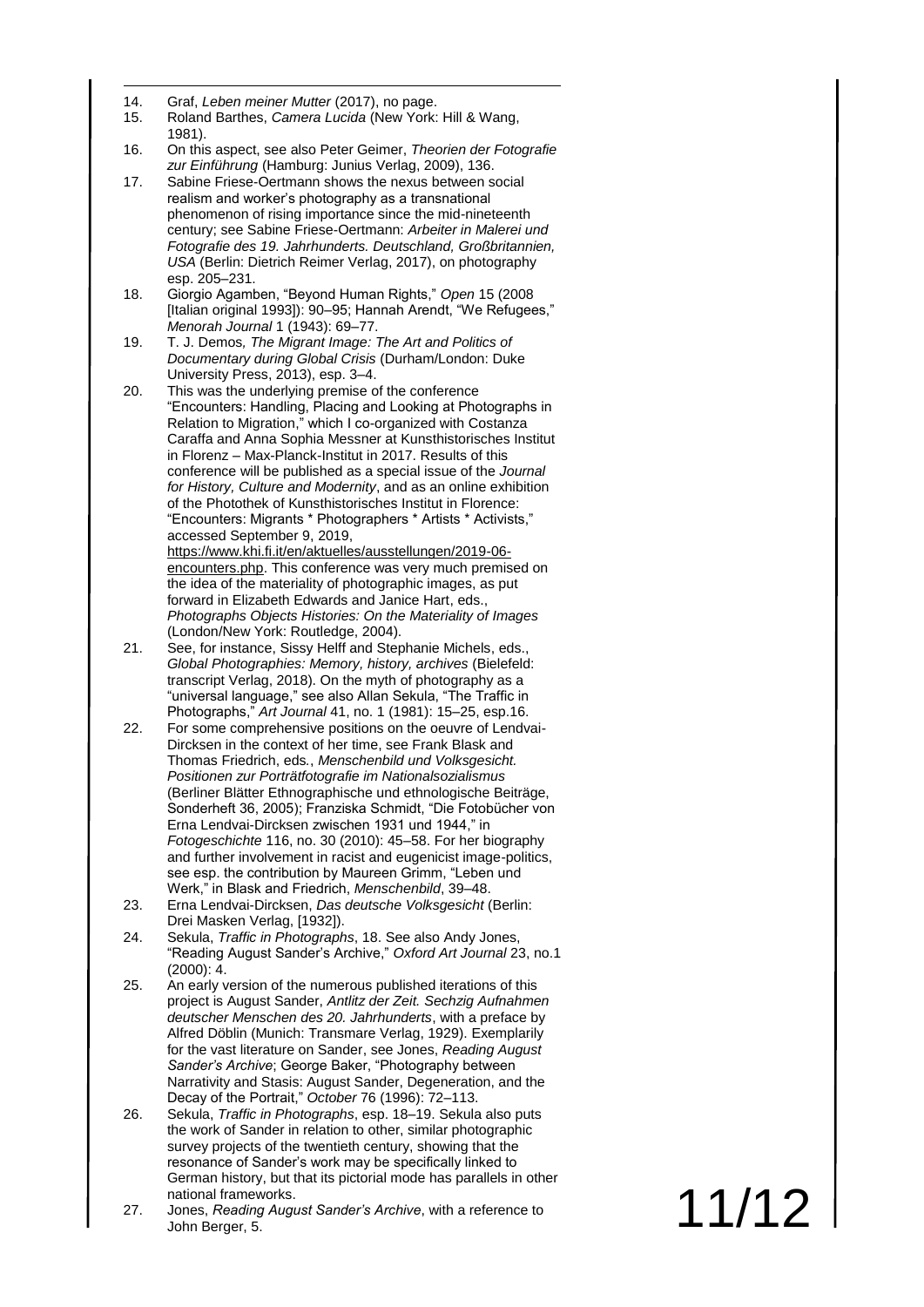14. Graf, *Leben meiner Mutter* (2017), no page.
15. Roland Barthes, *Camera Lucida* (New York: Hill & Wang, 1981).
16. On this aspect, see also Peter Geimer, *Theorien der Fotografie zur Einführung* (Hamburg: Junius Verlag, 2009), 136.
17. Sabine Friese-Oertmann shows the nexus between social realism and worker's photography as a transnational phenomenon of rising importance since the mid-nineteenth century; see Sabine Friese-Oertmann: *Arbeiter in Malerei und Fotografie des 19. Jahrhunderts. Deutschland, Großbritannien, USA* (Berlin: Dietrich Reimer Verlag, 2017), on photography esp. 205–231.
18. Giorgio Agamben, "Beyond Human Rights," *Open* 15 (2008 [Italian original 1993]): 90–95; Hannah Arendt, "We Refugees," *Menorah Journal* 1 (1943): 69–77.
19. T. J. Demos*, The Migrant Image: The Art and Politics of Documentary during Global Crisis* (Durham/London: Duke University Press, 2013), esp. 3–4.
20. This was the underlying premise of the conference "Encounters: Handling, Placing and Looking at Photographs in Relation to Migration," which I co-organized with Costanza Caraffa and Anna Sophia Messner at Kunsthistorisches Institut in Florenz – Max-Planck-Institut in 2017. Results of this conference will be published as a special issue of the *Journal for History, Culture and Modernity*, and as an online exhibition of the Photothek of Kunsthistorisches Institut in Florence: "Encounters: Migrants * Photographers * Artists * Activists," accessed September 9, 2019, https://www.khi.fi.it/en/aktuelles/ausstellungen/2019-06-encounters.php. This conference was very much premised on the idea of the materiality of photographic images, as put forward in Elizabeth Edwards and Janice Hart, eds., *Photographs Objects Histories: On the Materiality of Images* (London/New York: Routledge, 2004).
21. See, for instance, Sissy Helff and Stephanie Michels, eds., *Global Photographies: Memory, history, archives* (Bielefeld: transcript Verlag, 2018). On the myth of photography as a "universal language," see also Allan Sekula, "The Traffic in Photographs," *Art Journal* 41, no. 1 (1981): 15–25, esp.16.
22. For some comprehensive positions on the oeuvre of Lendvai-Dircksen in the context of her time, see Frank Blask and Thomas Friedrich, eds., *Menschenbild und Volksgesicht. Positionen zur Porträtfotografie im Nationalsozialismus* (Berliner Blätter Ethnographische und ethnologische Beiträge, Sonderheft 36, 2005); Franziska Schmidt, "Die Fotobücher von Erna Lendvai-Dircksen zwischen 1931 und 1944," in *Fotogeschichte* 116, no. 30 (2010): 45–58. For her biography and further involvement in racist and eugenicist image-politics, see esp. the contribution by Maureen Grimm, "Leben und Werk," in Blask and Friedrich, *Menschenbild*, 39–48.
23. Erna Lendvai-Dircksen, *Das deutsche Volksgesicht* (Berlin: Drei Masken Verlag, [1932]).
24. Sekula, *Traffic in Photographs*, 18. See also Andy Jones, "Reading August Sander's Archive," *Oxford Art Journal* 23, no.1 (2000): 4.
25. An early version of the numerous published iterations of this project is August Sander, *Antlitz der Zeit. Sechzig Aufnahmen deutscher Menschen des 20. Jahrhunderts*, with a preface by Alfred Döblin (Munich: Transmare Verlag, 1929). Exemplarily for the vast literature on Sander, see Jones, *Reading August Sander's Archive*; George Baker, "Photography between Narrativity and Stasis: August Sander, Degeneration, and the Decay of the Portrait," *October* 76 (1996): 72–113.
26. Sekula, *Traffic in Photographs*, esp. 18–19. Sekula also puts the work of Sander in relation to other, similar photographic survey projects of the twentieth century, showing that the resonance of Sander's work may be specifically linked to German history, but that its pictorial mode has parallels in other national frameworks.
27. Jones, *Reading August Sander's Archive*, with a reference to John Berger, 5.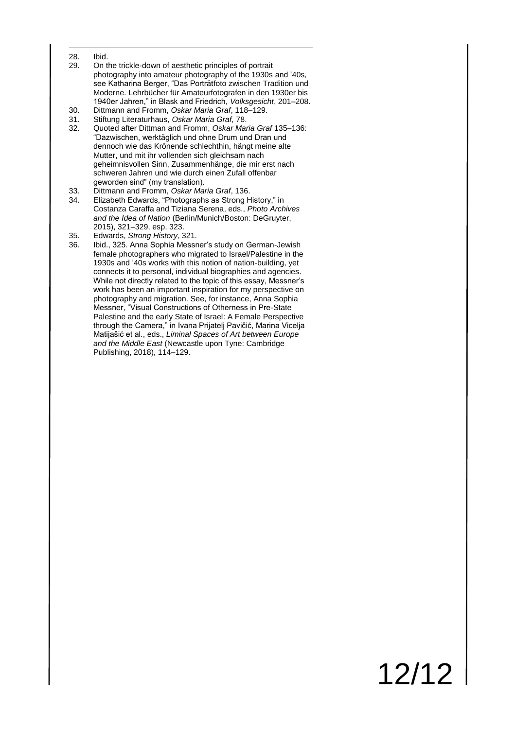28. Ibid.
29. On the trickle-down of aesthetic principles of portrait photography into amateur photography of the 1930s and '40s, see Katharina Berger, "Das Porträtfoto zwischen Tradition und Moderne. Lehrbücher für Amateurfotografen in den 1930er bis 1940er Jahren," in Blask and Friedrich, *Volksgesicht*, 201–208.
30. Dittmann and Fromm, *Oskar Maria Graf*, 118–129.
31. Stiftung Literaturhaus, *Oskar Maria Graf*, 78.
32. Quoted after Dittman and Fromm, *Oskar Maria Graf* 135–136: "Dazwischen, werktäglich und ohne Drum und Dran und dennoch wie das Krönende schlechthin, hängt meine alte Mutter, und mit ihr vollenden sich gleichsam nach geheimnisvollen Sinn, Zusammenhänge, die mir erst nach schweren Jahren und wie durch einen Zufall offenbar geworden sind" (my translation).
33. Dittmann and Fromm, *Oskar Maria Graf*, 136.
34. Elizabeth Edwards, "Photographs as Strong History," in Costanza Caraffa and Tiziana Serena, eds., *Photo Archives and the Idea of Nation* (Berlin/Munich/Boston: DeGruyter, 2015), 321–329, esp. 323.
35. Edwards, *Strong History*, 321.
36. Ibid., 325. Anna Sophia Messner's study on German-Jewish female photographers who migrated to Israel/Palestine in the 1930s and '40s works with this notion of nation-building, yet connects it to personal, individual biographies and agencies. While not directly related to the topic of this essay, Messner's work has been an important inspiration for my perspective on photography and migration. See, for instance, Anna Sophia Messner, "Visual Constructions of Otherness in Pre-State Palestine and the early State of Israel: A Female Perspective through the Camera," in Ivana Prijatelj Pavičić, Marina Vicelja Matijašić et al., eds., *Liminal Spaces of Art between Europe and the Middle East* (Newcastle upon Tyne: Cambridge Publishing, 2018), 114–129.